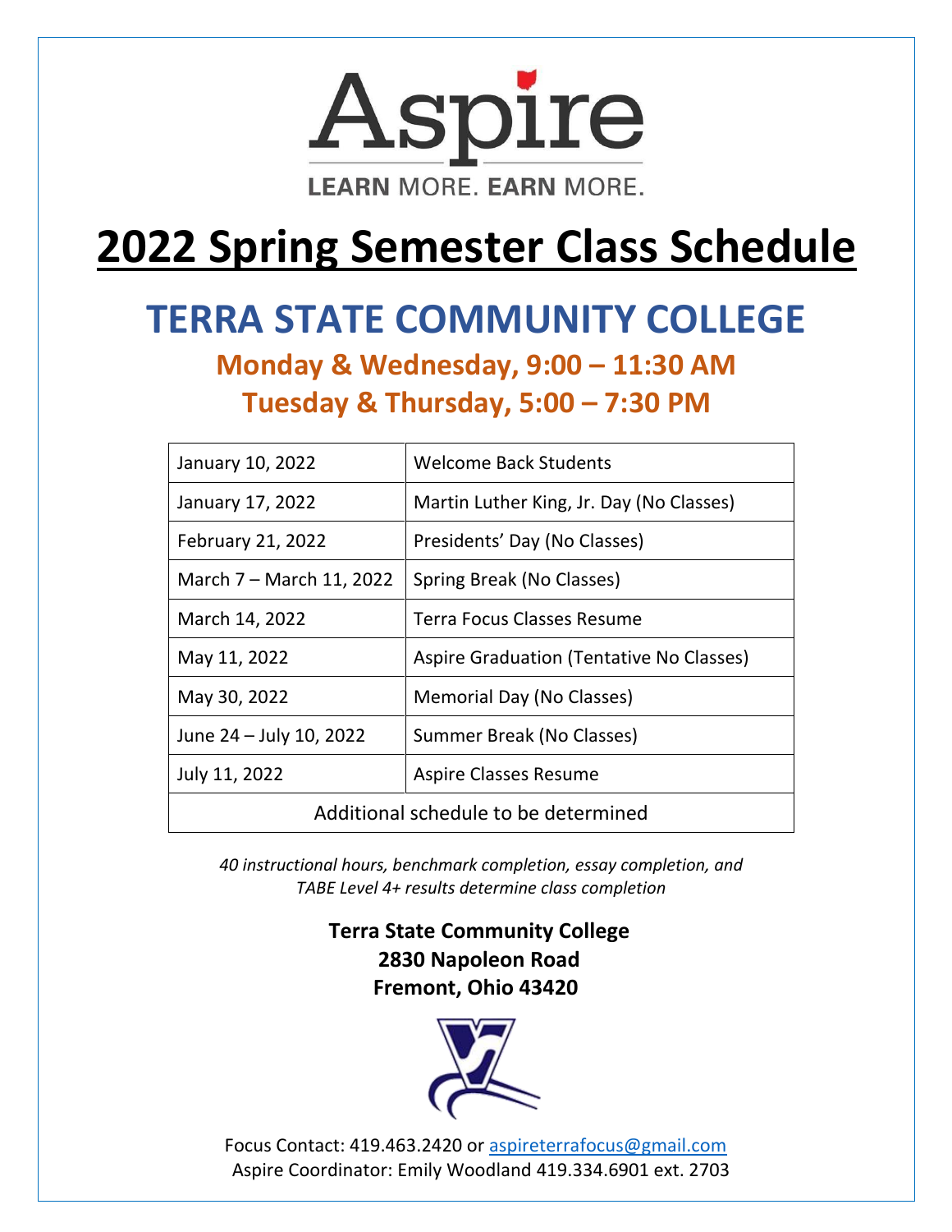Aspire

LEARN MORE. EARN MORE.

# 2022 Spring Semester Class Schedule

## TERRA STATE COMMUNITY COLLEGE

### Monday & Wednesday, 9:00 – 11:30 AM
### Tuesday & Thursday, 5:00 – 7:30 PM

| | |
|---|---|
| January 10, 2022 | Welcome Back Students |
| January 17, 2022 | Martin Luther King, Jr. Day (No Classes) |
| February 21, 2022 | Presidents' Day (No Classes) |
| March 7 – March 11, 2022 | Spring Break (No Classes) |
| March 14, 2022 | Terra Focus Classes Resume |
| May 11, 2022 | Aspire Graduation (Tentative No Classes) |
| May 30, 2022 | Memorial Day (No Classes) |
| June 24 – July 10, 2022 | Summer Break (No Classes) |
| July 11, 2022 | Aspire Classes Resume |
| Additional schedule to be determined | |

*40 instructional hours, benchmark completion, essay completion, and TABE Level 4+ results determine class completion*

**Terra State Community College**
**2830 Napoleon Road**
**Fremont, Ohio 43420**

Focus Contact: 419.463.2420 or aspireterrafocus@gmail.com
Aspire Coordinator: Emily Woodland 419.334.6901 ext. 2703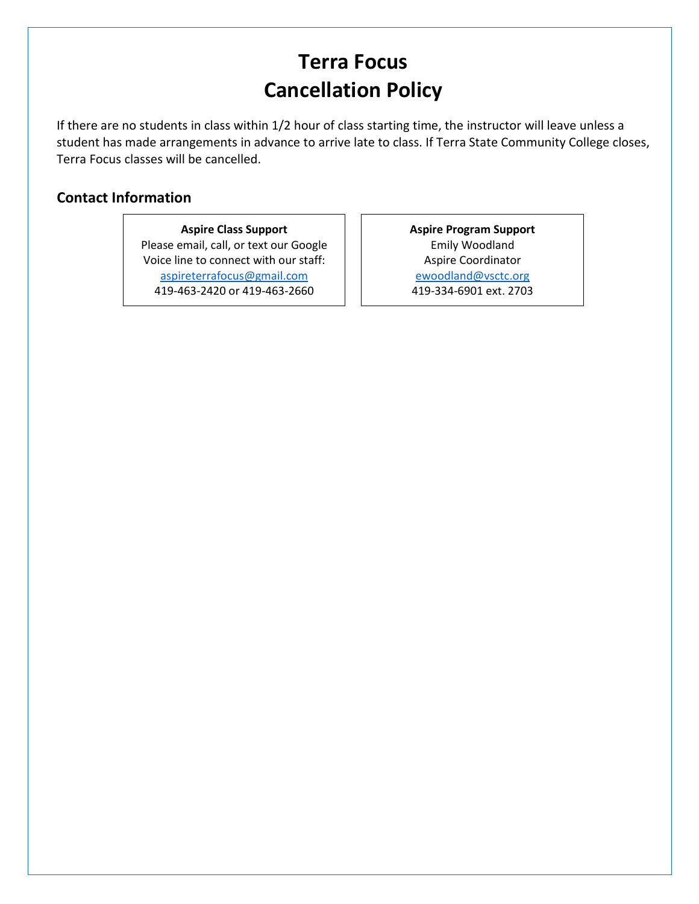# Terra Focus
# Cancellation Policy

If there are no students in class within 1/2 hour of class starting time, the instructor will leave unless a student has made arrangements in advance to arrive late to class. If Terra State Community College closes, Terra Focus classes will be cancelled.

## Contact Information

**Aspire Class Support**
Please email, call, or text our Google Voice line to connect with our staff:
aspireterrafocus@gmail.com
419-463-2420 or 419-463-2660

**Aspire Program Support**
Emily Woodland
Aspire Coordinator
ewoodland@vsctc.org
419-334-6901 ext. 2703